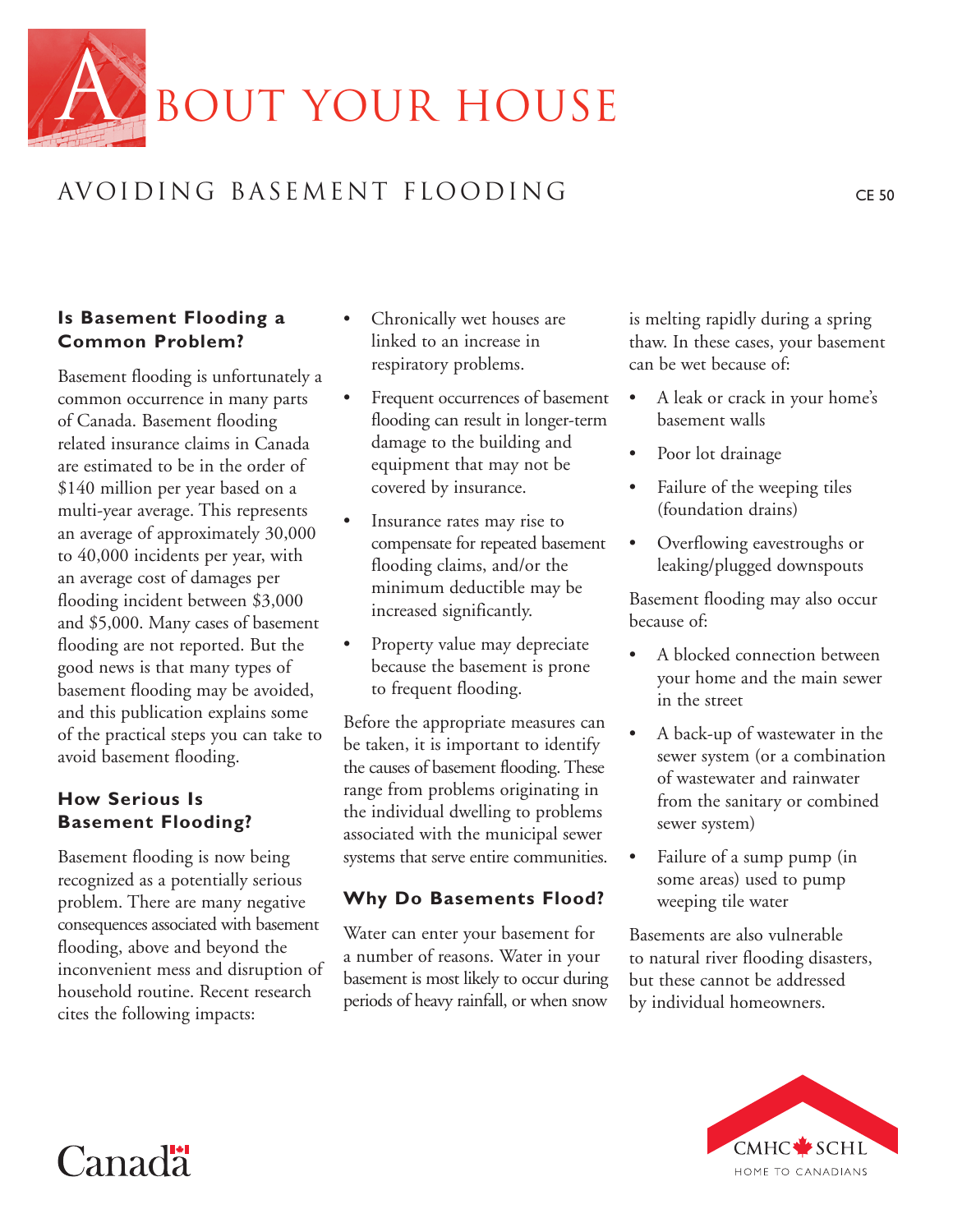# ABOUT YOUR HOUSE

## AVOIDING BASEMENT FLOODING

CE 50

### Is Basement Flooding a Common Problem?

Basement flooding is unfortunately a common occurrence in many parts of Canada. Basement flooding related insurance claims in Canada are estimated to be in the order of $140 million per year based on a multi-year average. This represents an average of approximately 30,000 to 40,000 incidents per year, with an average cost of damages per flooding incident between $3,000 and $5,000. Many cases of basement flooding are not reported. But the good news is that many types of basement flooding may be avoided, and this publication explains some of the practical steps you can take to avoid basement flooding.

### How Serious Is Basement Flooding?

Basement flooding is now being recognized as a potentially serious problem. There are many negative consequences associated with basement flooding, above and beyond the inconvenient mess and disruption of household routine. Recent research cites the following impacts:

- Chronically wet houses are linked to an increase in respiratory problems.
- Frequent occurrences of basement flooding can result in longer-term damage to the building and equipment that may not be covered by insurance.
- Insurance rates may rise to compensate for repeated basement flooding claims, and/or the minimum deductible may be increased significantly.
- Property value may depreciate because the basement is prone to frequent flooding.

Before the appropriate measures can be taken, it is important to identify the causes of basement flooding. These range from problems originating in the individual dwelling to problems associated with the municipal sewer systems that serve entire communities.

### Why Do Basements Flood?

Water can enter your basement for a number of reasons. Water in your basement is most likely to occur during periods of heavy rainfall, or when snow is melting rapidly during a spring thaw. In these cases, your basement can be wet because of:

- A leak or crack in your home's basement walls
- Poor lot drainage
- Failure of the weeping tiles (foundation drains)
- Overflowing eavestroughs or leaking/plugged downspouts

Basement flooding may also occur because of:

- A blocked connection between your home and the main sewer in the street
- A back-up of wastewater in the sewer system (or a combination of wastewater and rainwater from the sanitary or combined sewer system)
- Failure of a sump pump (in some areas) used to pump weeping tile water

Basements are also vulnerable to natural river flooding disasters, but these cannot be addressed by individual homeowners.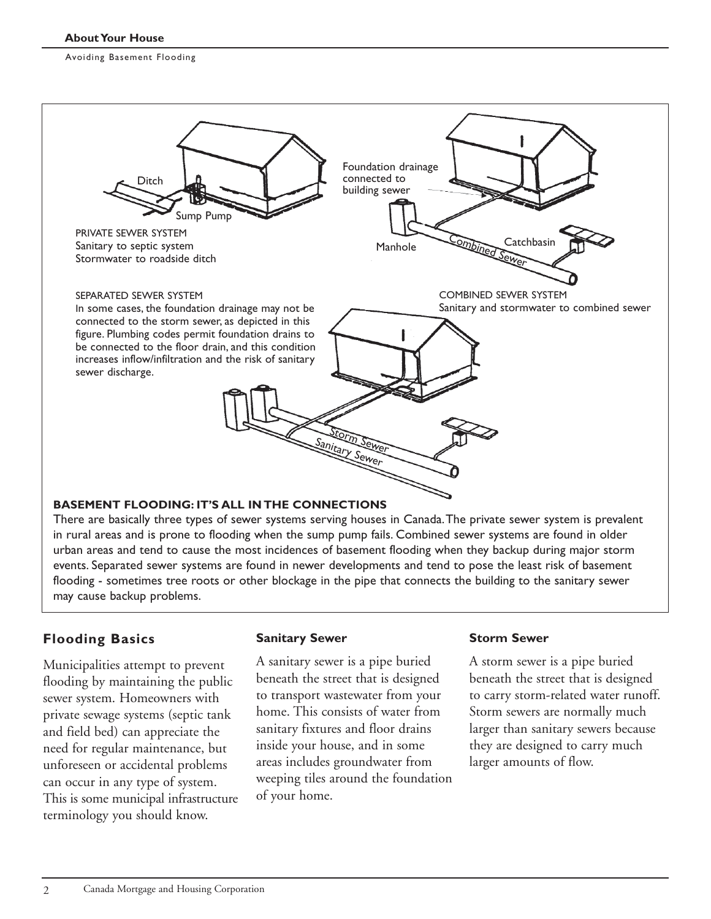PRIVATE SEWER SYSTEM
Sanitary to septic system
Stormwater to roadside ditch

SEPARATED SEWER SYSTEM
In some cases, the foundation drainage may not be connected to the storm sewer, as depicted in this figure. Plumbing codes permit foundation drains to be connected to the floor drain, and this condition increases inflow/infiltration and the risk of sanitary sewer discharge.

COMBINED SEWER SYSTEM
Sanitary and stormwater to combined sewer

**BASEMENT FLOODING: IT'S ALL IN THE CONNECTIONS**

There are basically three types of sewer systems serving houses in Canada. The private sewer system is prevalent in rural areas and is prone to flooding when the sump pump fails. Combined sewer systems are found in older urban areas and tend to cause the most incidences of basement flooding when they backup during major storm events. Separated sewer systems are found in newer developments and tend to pose the least risk of basement flooding - sometimes tree roots or other blockage in the pipe that connects the building to the sanitary sewer may cause backup problems.

## Flooding Basics

Municipalities attempt to prevent flooding by maintaining the public sewer system. Homeowners with private sewage systems (septic tank and field bed) can appreciate the need for regular maintenance, but unforeseen or accidental problems can occur in any type of system. This is some municipal infrastructure terminology you should know.

### Sanitary Sewer

A sanitary sewer is a pipe buried beneath the street that is designed to transport wastewater from your home. This consists of water from sanitary fixtures and floor drains inside your house, and in some areas includes groundwater from weeping tiles around the foundation of your home.

### Storm Sewer

A storm sewer is a pipe buried beneath the street that is designed to carry storm-related water runoff. Storm sewers are normally much larger than sanitary sewers because they are designed to carry much larger amounts of flow.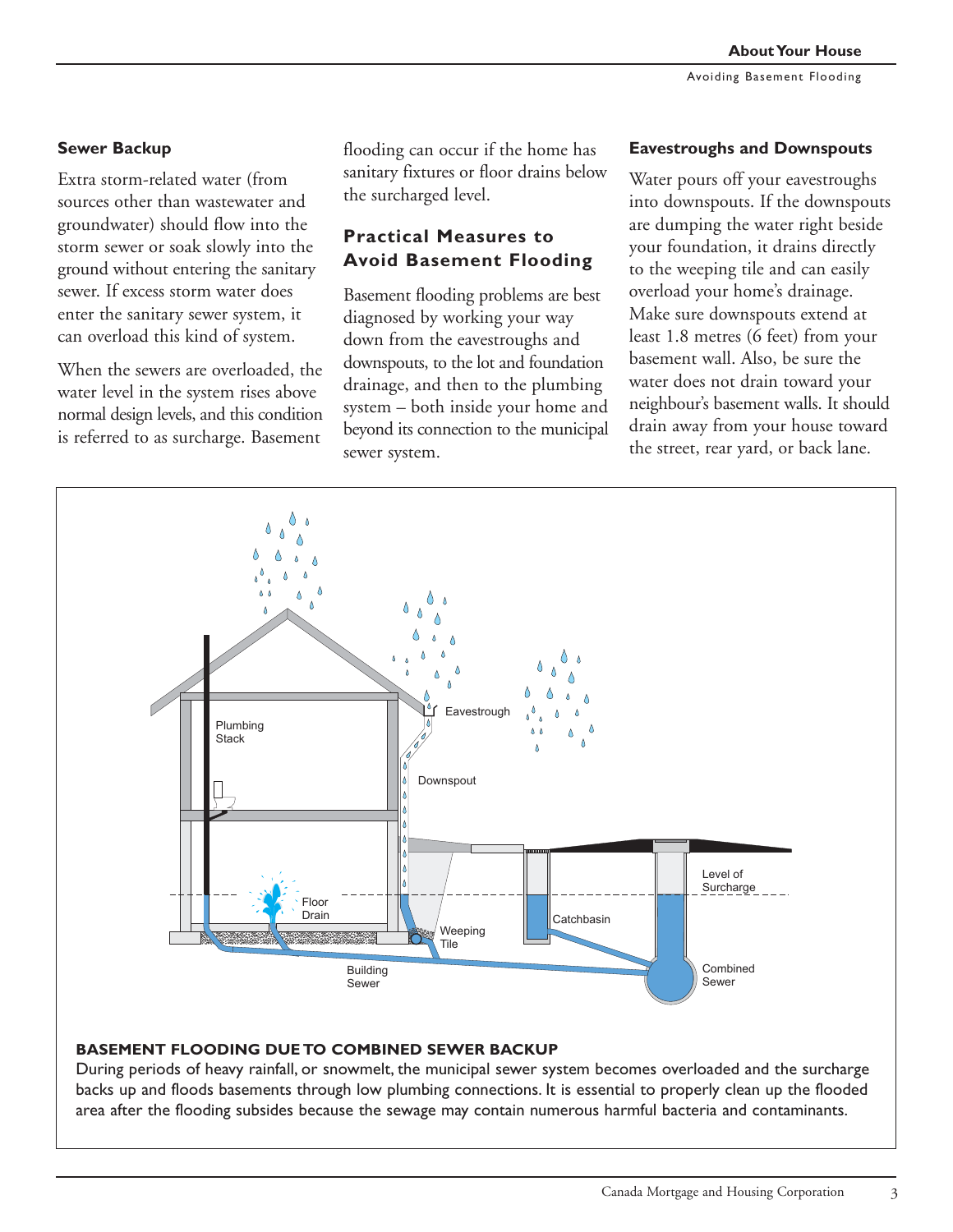### Sewer Backup

Extra storm-related water (from sources other than wastewater and groundwater) should flow into the storm sewer or soak slowly into the ground without entering the sanitary sewer. If excess storm water does enter the sanitary sewer system, it can overload this kind of system.

When the sewers are overloaded, the water level in the system rises above normal design levels, and this condition is referred to as surcharge. Basement flooding can occur if the home has sanitary fixtures or floor drains below the surcharged level.

## Practical Measures to Avoid Basement Flooding

Basement flooding problems are best diagnosed by working your way down from the eavestroughs and downspouts, to the lot and foundation drainage, and then to the plumbing system – both inside your home and beyond its connection to the municipal sewer system.

### Eavestroughs and Downspouts

Water pours off your eavestroughs into downspouts. If the downspouts are dumping the water right beside your foundation, it drains directly to the weeping tile and can easily overload your home's drainage. Make sure downspouts extend at least 1.8 metres (6 feet) from your basement wall. Also, be sure the water does not drain toward your neighbour's basement walls. It should drain away from your house toward the street, rear yard, or back lane.

**BASEMENT FLOODING DUE TO COMBINED SEWER BACKUP**

During periods of heavy rainfall, or snowmelt, the municipal sewer system becomes overloaded and the surcharge backs up and floods basements through low plumbing connections. It is essential to properly clean up the flooded area after the flooding subsides because the sewage may contain numerous harmful bacteria and contaminants.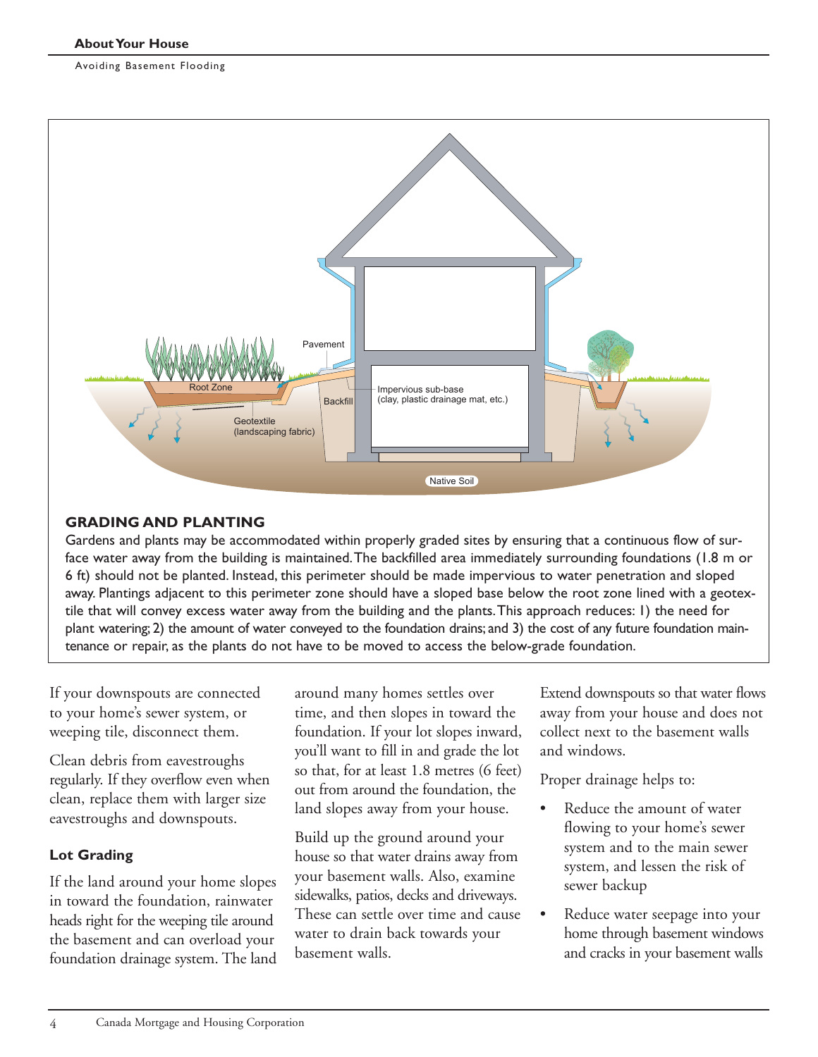Pavement

Root Zone

Backfill

Impervious sub-base (clay, plastic drainage mat, etc.)

Geotextile (landscaping fabric)

Native Soil

### GRADING AND PLANTING

Gardens and plants may be accommodated within properly graded sites by ensuring that a continuous flow of surface water away from the building is maintained. The backfilled area immediately surrounding foundations (1.8 m or 6 ft) should not be planted. Instead, this perimeter should be made impervious to water penetration and sloped away. Plantings adjacent to this perimeter zone should have a sloped base below the root zone lined with a geotextile that will convey excess water away from the building and the plants. This approach reduces: 1) the need for plant watering; 2) the amount of water conveyed to the foundation drains; and 3) the cost of any future foundation maintenance or repair, as the plants do not have to be moved to access the below-grade foundation.

If your downspouts are connected to your home's sewer system, or weeping tile, disconnect them.

Clean debris from eavestroughs regularly. If they overflow even when clean, replace them with larger size eavestroughs and downspouts.

### Lot Grading

If the land around your home slopes in toward the foundation, rainwater heads right for the weeping tile around the basement and can overload your foundation drainage system. The land around many homes settles over time, and then slopes in toward the foundation. If your lot slopes inward, you'll want to fill in and grade the lot so that, for at least 1.8 metres (6 feet) out from around the foundation, the land slopes away from your house.

Build up the ground around your house so that water drains away from your basement walls. Also, examine sidewalks, patios, decks and driveways. These can settle over time and cause water to drain back towards your basement walls.

Extend downspouts so that water flows away from your house and does not collect next to the basement walls and windows.

Proper drainage helps to:

- Reduce the amount of water flowing to your home's sewer system and to the main sewer system, and lessen the risk of sewer backup
- Reduce water seepage into your home through basement windows and cracks in your basement walls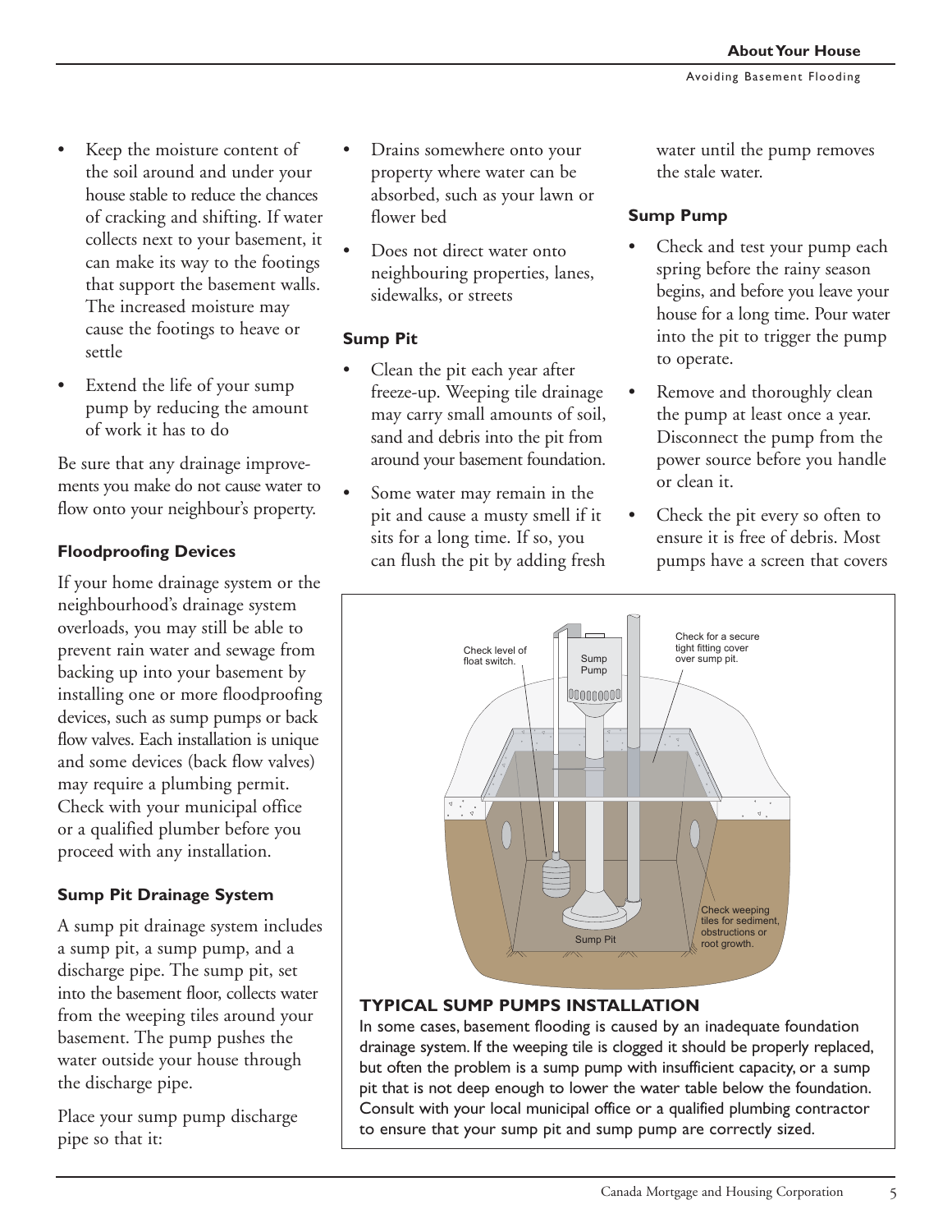- Keep the moisture content of the soil around and under your house stable to reduce the chances of cracking and shifting. If water collects next to your basement, it can make its way to the footings that support the basement walls. The increased moisture may cause the footings to heave or settle
- Extend the life of your sump pump by reducing the amount of work it has to do

Be sure that any drainage improvements you make do not cause water to flow onto your neighbour's property.

### Floodproofing Devices

If your home drainage system or the neighbourhood's drainage system overloads, you may still be able to prevent rain water and sewage from backing up into your basement by installing one or more floodproofing devices, such as sump pumps or back flow valves. Each installation is unique and some devices (back flow valves) may require a plumbing permit. Check with your municipal office or a qualified plumber before you proceed with any installation.

### Sump Pit Drainage System

A sump pit drainage system includes a sump pit, a sump pump, and a discharge pipe. The sump pit, set into the basement floor, collects water from the weeping tiles around your basement. The pump pushes the water outside your house through the discharge pipe.

Place your sump pump discharge pipe so that it:

- Drains somewhere onto your property where water can be absorbed, such as your lawn or flower bed
- Does not direct water onto neighbouring properties, lanes, sidewalks, or streets

### Sump Pit

- Clean the pit each year after freeze-up. Weeping tile drainage may carry small amounts of soil, sand and debris into the pit from around your basement foundation.
- Some water may remain in the pit and cause a musty smell if it sits for a long time. If so, you can flush the pit by adding fresh water until the pump removes the stale water.

### Sump Pump

- Check and test your pump each spring before the rainy season begins, and before you leave your house for a long time. Pour water into the pit to trigger the pump to operate.
- Remove and thoroughly clean the pump at least once a year. Disconnect the pump from the power source before you handle or clean it.
- Check the pit every so often to ensure it is free of debris. Most pumps have a screen that covers

Check level of float switch.

Sump Pump

Check for a secure tight fitting cover over sump pit.

Check weeping tiles for sediment, obstructions or root growth.

Sump Pit

**TYPICAL SUMP PUMPS INSTALLATION**

In some cases, basement flooding is caused by an inadequate foundation drainage system. If the weeping tile is clogged it should be properly replaced, but often the problem is a sump pump with insufficient capacity, or a sump pit that is not deep enough to lower the water table below the foundation. Consult with your local municipal office or a qualified plumbing contractor to ensure that your sump pit and sump pump are correctly sized.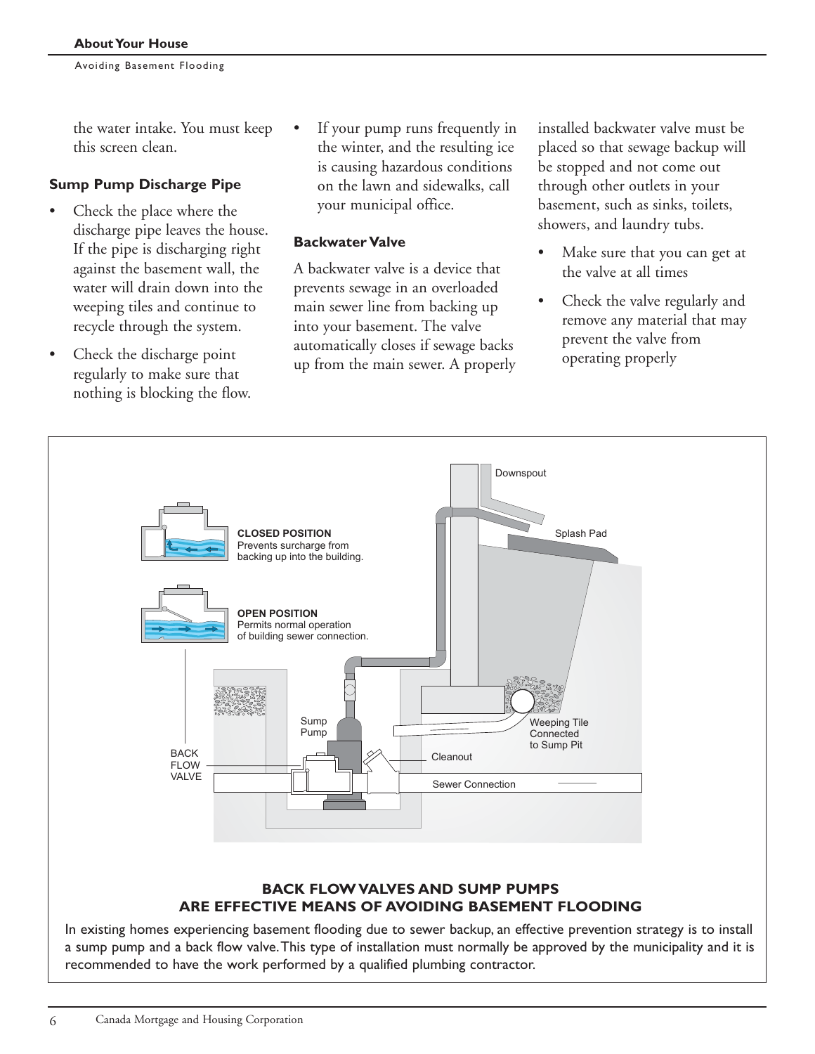the water intake. You must keep this screen clean.

### Sump Pump Discharge Pipe

- Check the place where the discharge pipe leaves the house. If the pipe is discharging right against the basement wall, the water will drain down into the weeping tiles and continue to recycle through the system.
- Check the discharge point regularly to make sure that nothing is blocking the flow.
- If your pump runs frequently in the winter, and the resulting ice is causing hazardous conditions on the lawn and sidewalks, call your municipal office.

### Backwater Valve

A backwater valve is a device that prevents sewage in an overloaded main sewer line from backing up into your basement. The valve automatically closes if sewage backs up from the main sewer. A properly installed backwater valve must be placed so that sewage backup will be stopped and not come out through other outlets in your basement, such as sinks, toilets, showers, and laundry tubs.

- Make sure that you can get at the valve at all times
- Check the valve regularly and remove any material that may prevent the valve from operating properly

**BACK FLOW VALVES AND SUMP PUMPS ARE EFFECTIVE MEANS OF AVOIDING BASEMENT FLOODING**

In existing homes experiencing basement flooding due to sewer backup, an effective prevention strategy is to install a sump pump and a back flow valve. This type of installation must normally be approved by the municipality and it is recommended to have the work performed by a qualified plumbing contractor.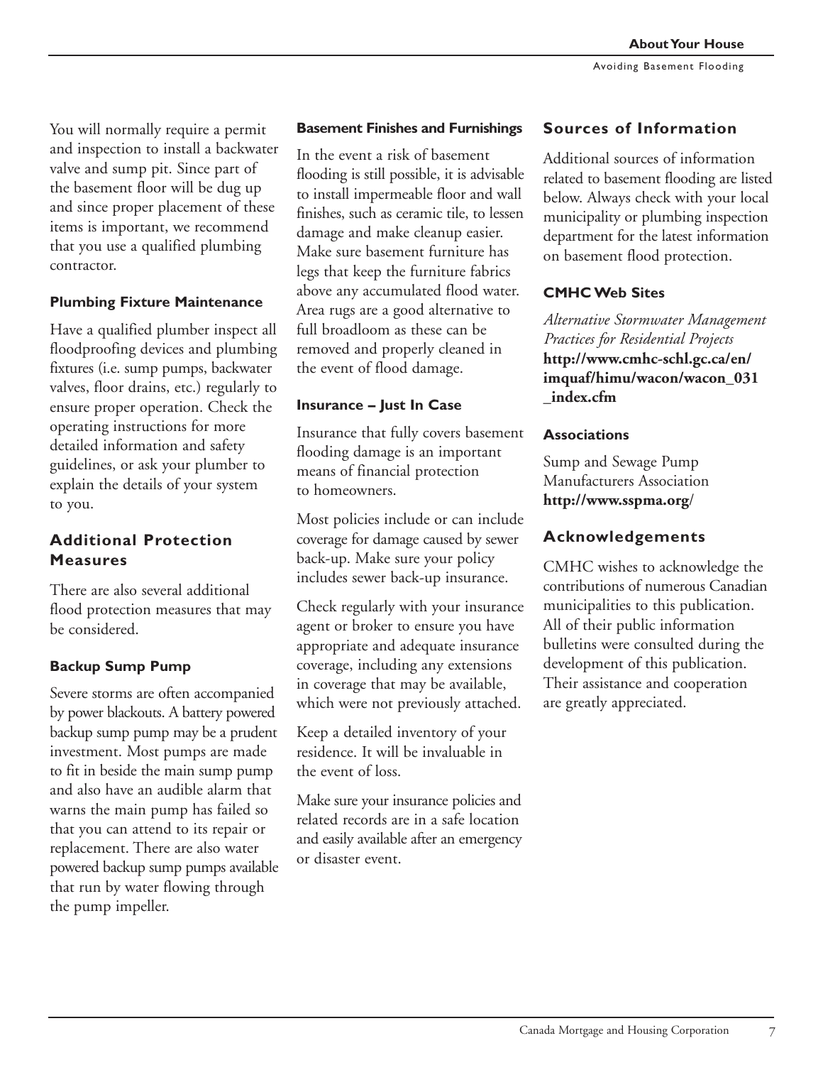You will normally require a permit and inspection to install a backwater valve and sump pit. Since part of the basement floor will be dug up and since proper placement of these items is important, we recommend that you use a qualified plumbing contractor.

#### Plumbing Fixture Maintenance

Have a qualified plumber inspect all floodproofing devices and plumbing fixtures (i.e. sump pumps, backwater valves, floor drains, etc.) regularly to ensure proper operation. Check the operating instructions for more detailed information and safety guidelines, or ask your plumber to explain the details of your system to you.

### Additional Protection Measures

There are also several additional flood protection measures that may be considered.

#### Backup Sump Pump

Severe storms are often accompanied by power blackouts. A battery powered backup sump pump may be a prudent investment. Most pumps are made to fit in beside the main sump pump and also have an audible alarm that warns the main pump has failed so that you can attend to its repair or replacement. There are also water powered backup sump pumps available that run by water flowing through the pump impeller.

#### Basement Finishes and Furnishings

In the event a risk of basement flooding is still possible, it is advisable to install impermeable floor and wall finishes, such as ceramic tile, to lessen damage and make cleanup easier. Make sure basement furniture has legs that keep the furniture fabrics above any accumulated flood water. Area rugs are a good alternative to full broadloom as these can be removed and properly cleaned in the event of flood damage.

#### Insurance – Just In Case

Insurance that fully covers basement flooding damage is an important means of financial protection to homeowners.

Most policies include or can include coverage for damage caused by sewer back-up. Make sure your policy includes sewer back-up insurance.

Check regularly with your insurance agent or broker to ensure you have appropriate and adequate insurance coverage, including any extensions in coverage that may be available, which were not previously attached.

Keep a detailed inventory of your residence. It will be invaluable in the event of loss.

Make sure your insurance policies and related records are in a safe location and easily available after an emergency or disaster event.

### Sources of Information

Additional sources of information related to basement flooding are listed below. Always check with your local municipality or plumbing inspection department for the latest information on basement flood protection.

#### CMHC Web Sites

*Alternative Stormwater Management Practices for Residential Projects*
**http://www.cmhc-schl.gc.ca/en/imquaf/himu/wacon/wacon_031_index.cfm**

#### Associations

Sump and Sewage Pump Manufacturers Association
**http://www.sspma.org/**

### Acknowledgements

CMHC wishes to acknowledge the contributions of numerous Canadian municipalities to this publication. All of their public information bulletins were consulted during the development of this publication. Their assistance and cooperation are greatly appreciated.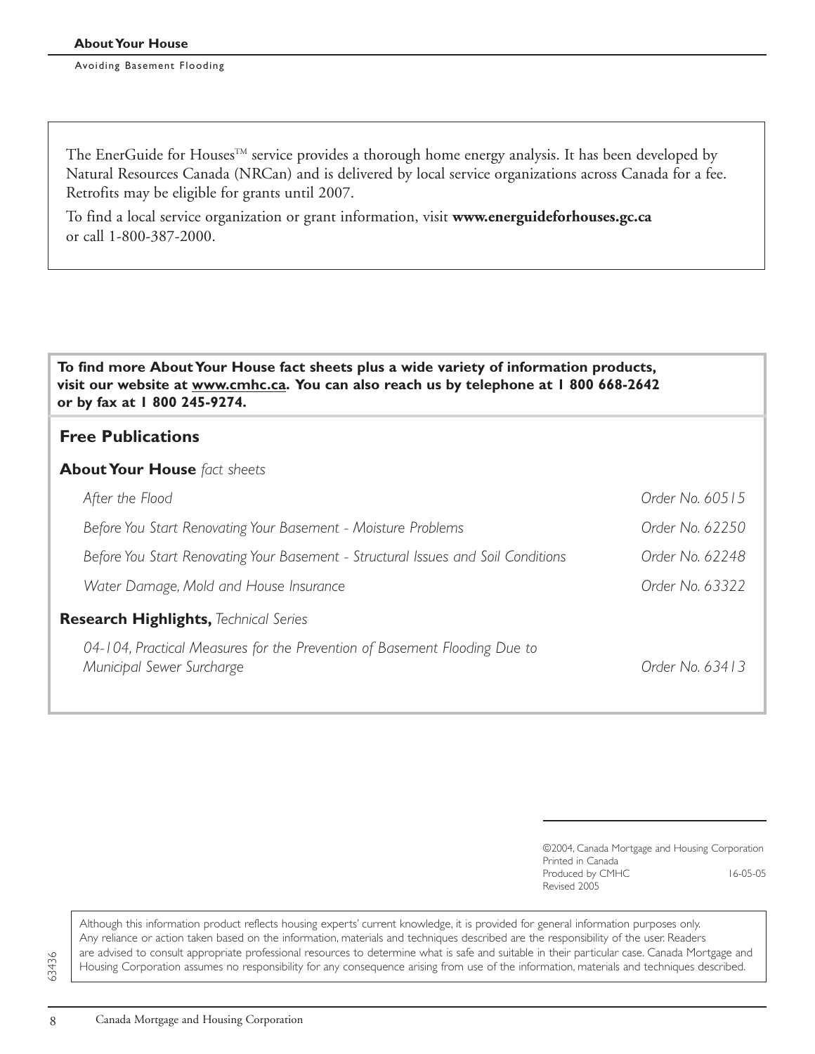The EnerGuide for Houses™ service provides a thorough home energy analysis. It has been developed by Natural Resources Canada (NRCan) and is delivered by local service organizations across Canada for a fee. Retrofits may be eligible for grants until 2007.

To find a local service organization or grant information, visit **www.energuideforhouses.gc.ca** or call 1-800-387-2000.

**To find more About Your House fact sheets plus a wide variety of information products, visit our website at www.cmhc.ca. You can also reach us by telephone at 1 800 668-2642 or by fax at 1 800 245-9274.**

## Free Publications

**About Your House** *fact sheets*

| | |
|---|---|
| *After the Flood* | *Order No. 60515* |
| *Before You Start Renovating Your Basement - Moisture Problems* | *Order No. 62250* |
| *Before You Start Renovating Your Basement - Structural Issues and Soil Conditions* | *Order No. 62248* |
| *Water Damage, Mold and House Insurance* | *Order No. 63322* |

**Research Highlights,** *Technical Series*

| | |
|---|---|
| *04-104, Practical Measures for the Prevention of Basement Flooding Due to Municipal Sewer Surcharge* | *Order No. 63413* |

©2004, Canada Mortgage and Housing Corporation
Printed in Canada
Produced by CMHC 16-05-05
Revised 2005

Although this information product reflects housing experts' current knowledge, it is provided for general information purposes only. Any reliance or action taken based on the information, materials and techniques described are the responsibility of the user. Readers are advised to consult appropriate professional resources to determine what is safe and suitable in their particular case. Canada Mortgage and Housing Corporation assumes no responsibility for any consequence arising from use of the information, materials and techniques described.

63436